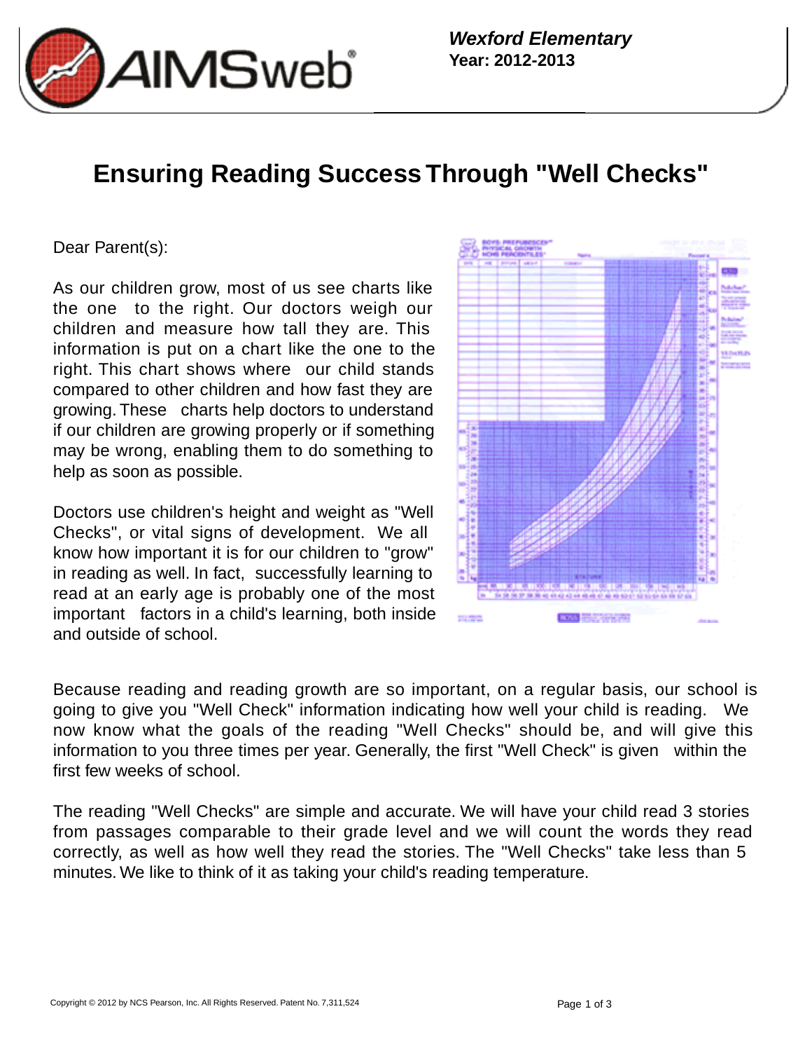**Wexford Elementary**
**Year: 2012-2013**

# Ensuring Reading Success Through "Well Checks"

Dear Parent(s):

As our children grow, most of us see charts like the one to the right. Our doctors weigh our children and measure how tall they are. This information is put on a chart like the one to the right. This chart shows where our child stands compared to other children and how fast they are growing. These charts help doctors to understand if our children are growing properly or if something may be wrong, enabling them to do something to help as soon as possible.

Doctors use children's height and weight as "Well Checks", or vital signs of development. We all know how important it is for our children to "grow" in reading as well. In fact, successfully learning to read at an early age is probably one of the most important factors in a child's learning, both inside and outside of school.

Because reading and reading growth are so important, on a regular basis, our school is going to give you "Well Check" information indicating how well your child is reading. We now know what the goals of the reading "Well Checks" should be, and will give this information to you three times per year. Generally, the first "Well Check" is given within the first few weeks of school.

The reading "Well Checks" are simple and accurate. We will have your child read 3 stories from passages comparable to their grade level and we will count the words they read correctly, as well as how well they read the stories. The "Well Checks" take less than 5 minutes. We like to think of it as taking your child's reading temperature.

Copyright © 2012 by NCS Pearson, Inc. All Rights Reserved. Patent No. 7,311,524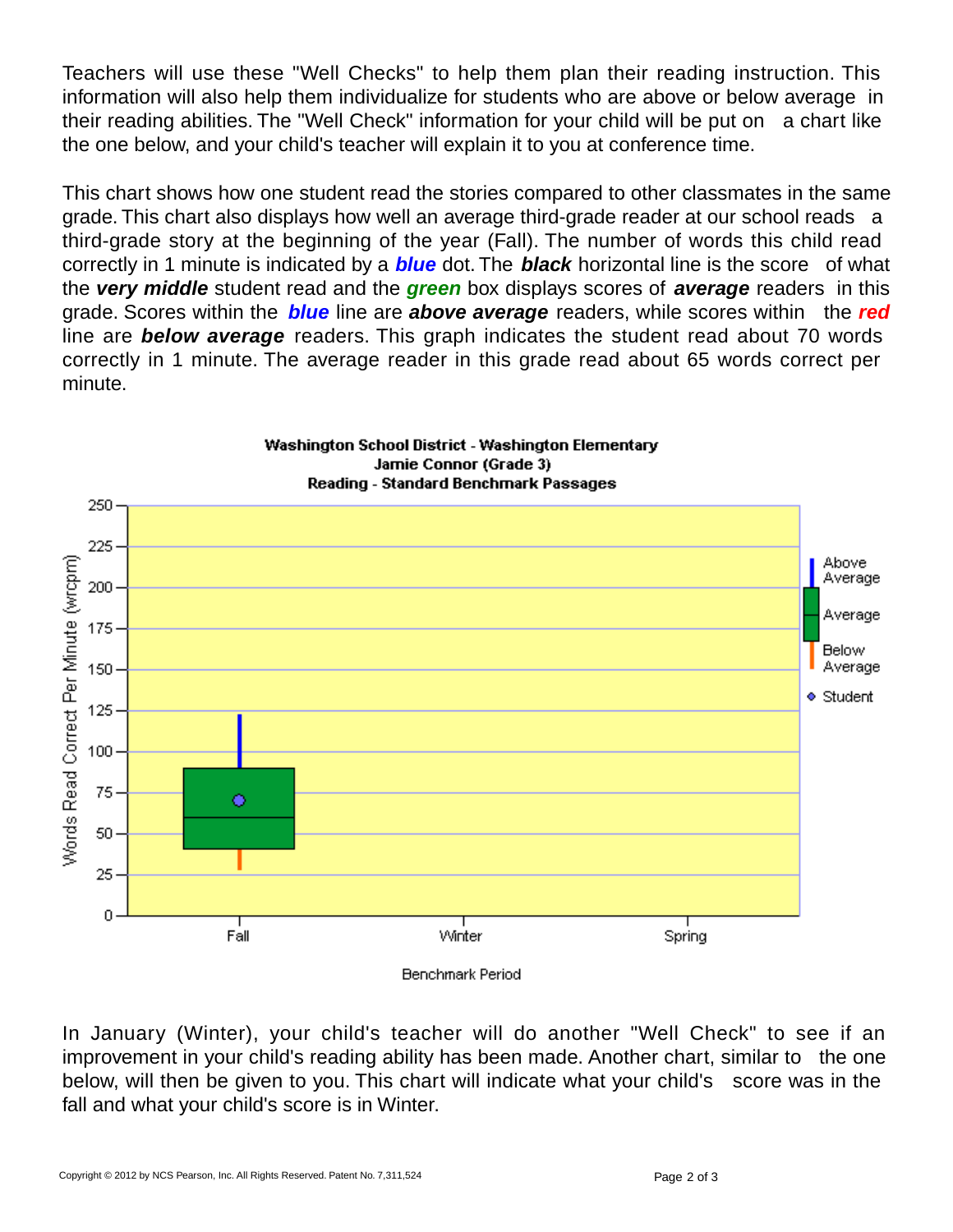Teachers will use these "Well Checks" to help them plan their reading instruction. This information will also help them individualize for students who are above or below average in their reading abilities. The "Well Check" information for your child will be put on a chart like the one below, and your child's teacher will explain it to you at conference time.

This chart shows how one student read the stories compared to other classmates in the same grade. This chart also displays how well an average third-grade reader at our school reads a third-grade story at the beginning of the year (Fall). The number of words this child read correctly in 1 minute is indicated by a ***blue*** dot. The ***black*** horizontal line is the score of what the ***very middle*** student read and the ***green*** box displays scores of ***average*** readers in this grade. Scores within the ***blue*** line are ***above average*** readers, while scores within the ***red*** line are ***below average*** readers. This graph indicates the student read about 70 words correctly in 1 minute. The average reader in this grade read about 65 words correct per minute.

**Washington School District - Washington Elementary**
**Jamie Connor (Grade 3)**
**Reading - Standard Benchmark Passages**

Words Read Correct Per Minute (wrcpm): 0, 25, 50, 75, 100, 125, 150, 175, 200, 225, 250

Benchmark Period: Fall, Winter, Spring

Legend: Above Average, Average, Below Average, Student

In January (Winter), your child's teacher will do another "Well Check" to see if an improvement in your child's reading ability has been made. Another chart, similar to the one below, will then be given to you. This chart will indicate what your child's score was in the fall and what your child's score is in Winter.

Copyright © 2012 by NCS Pearson, Inc. All Rights Reserved. Patent No. 7,311,524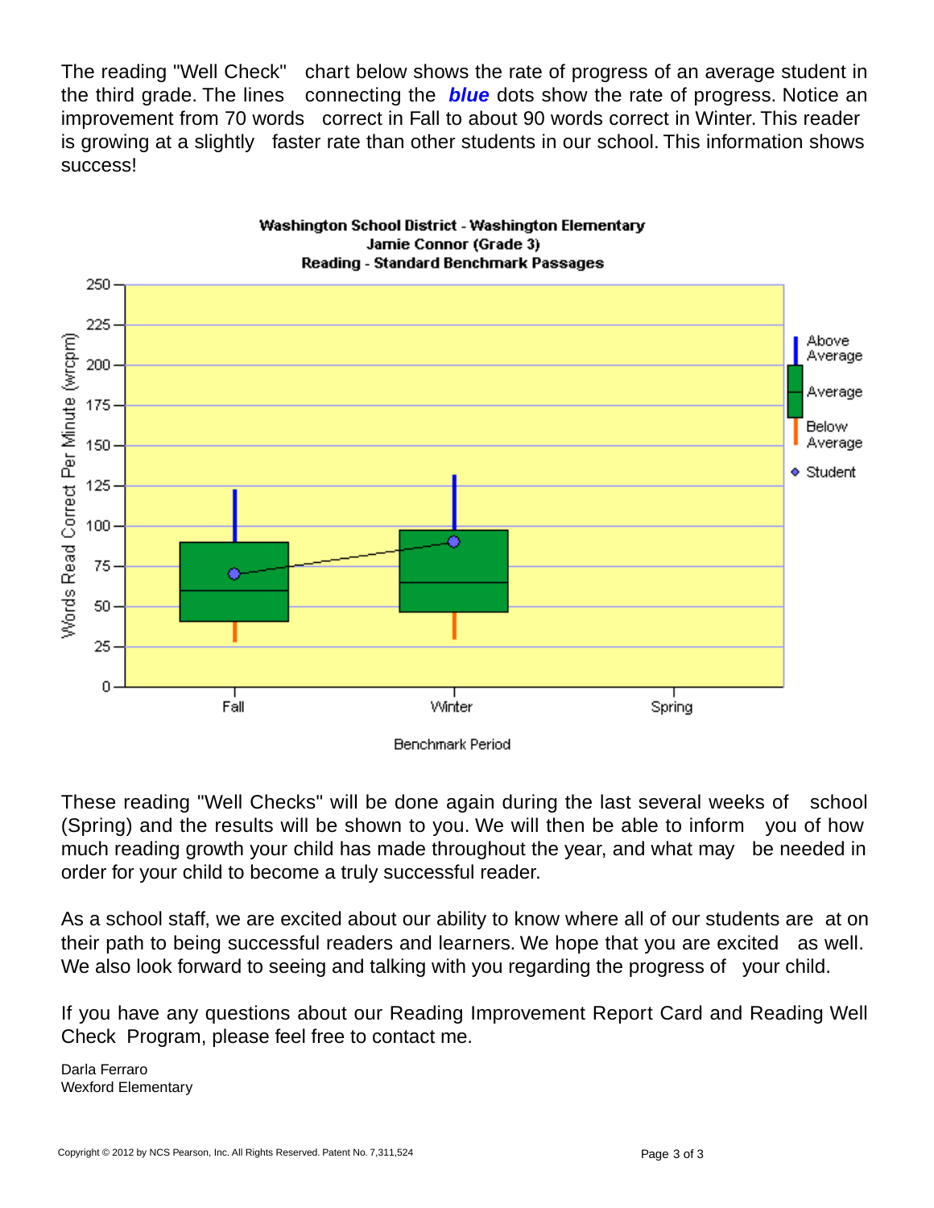The reading "Well Check" chart below shows the rate of progress of an average student in the third grade. The lines connecting the ***blue*** dots show the rate of progress. Notice an improvement from 70 words correct in Fall to about 90 words correct in Winter. This reader is growing at a slightly faster rate than other students in our school. This information shows success!

**Washington School District - Washington Elementary**
**Jamie Connor (Grade 3)**
**Reading - Standard Benchmark Passages**

Words Read Correct Per Minute (wrcpm)

250
225
200
175
150
125
100
75
50
25
0

Fall
Winter
Spring

Benchmark Period

Above Average
Average
Below Average
Student

These reading "Well Checks" will be done again during the last several weeks of school (Spring) and the results will be shown to you. We will then be able to inform you of how much reading growth your child has made throughout the year, and what may be needed in order for your child to become a truly successful reader.

As a school staff, we are excited about our ability to know where all of our students are at on their path to being successful readers and learners. We hope that you are excited as well. We also look forward to seeing and talking with you regarding the progress of your child.

If you have any questions about our Reading Improvement Report Card and Reading Well Check Program, please feel free to contact me.

Darla Ferraro
Wexford Elementary

Copyright © 2012 by NCS Pearson, Inc. All Rights Reserved. Patent No. 7,311,524